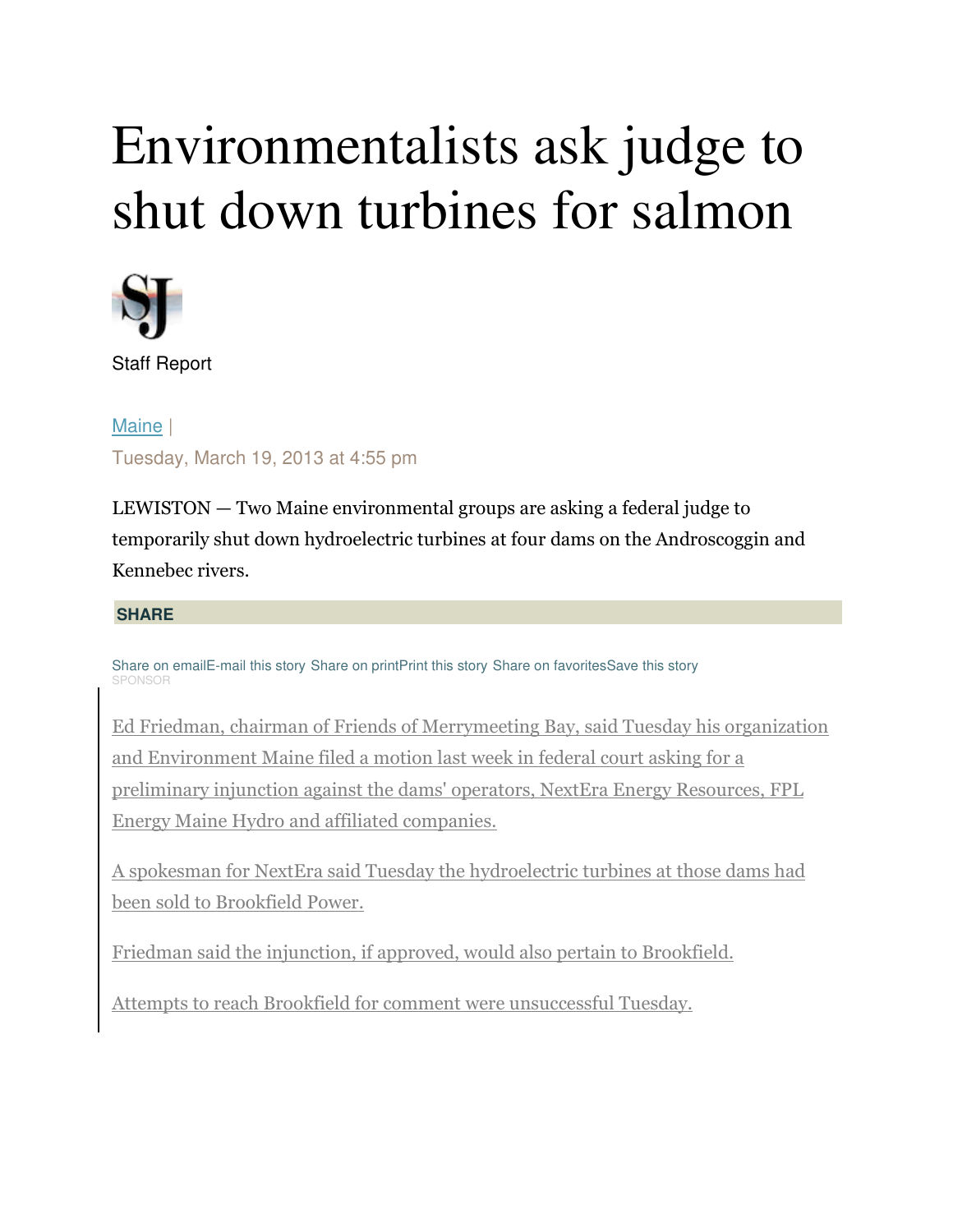# Environmentalists ask judge to shut down turbines for salmon

Staff Report

Maine |

Tuesday, March 19, 2013 at 4:55 pm

LEWISTON — Two Maine environmental groups are asking a federal judge to temporarily shut down hydroelectric turbines at four dams on the Androscoggin and Kennebec rivers.

**SHARE**

Share on emailE-mail this story Share on printPrint this story Share on favoritesSave this story

SPONSOR

Ed Friedman, chairman of Friends of Merrymeeting Bay, said Tuesday his organization and Environment Maine filed a motion last week in federal court asking for a preliminary injunction against the dams' operators, NextEra Energy Resources, FPL Energy Maine Hydro and affiliated companies.

A spokesman for NextEra said Tuesday the hydroelectric turbines at those dams had been sold to Brookfield Power.

Friedman said the injunction, if approved, would also pertain to Brookfield.

Attempts to reach Brookfield for comment were unsuccessful Tuesday.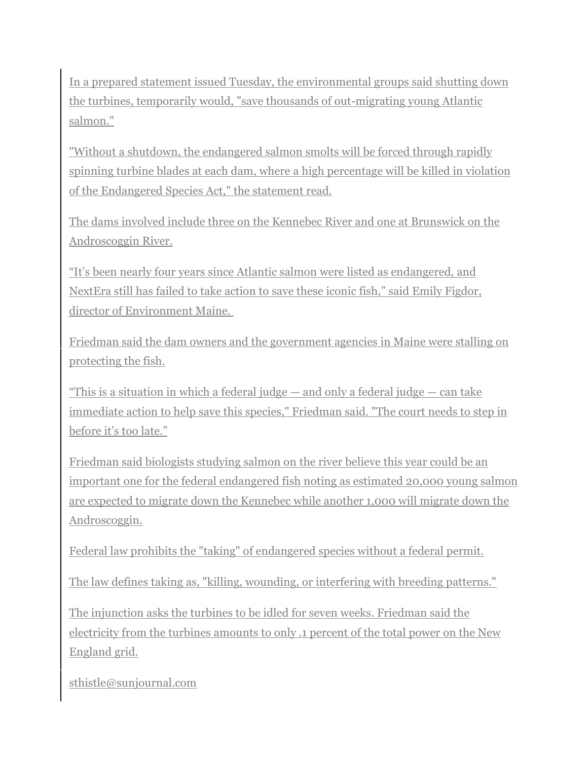In a prepared statement issued Tuesday, the environmental groups said shutting down the turbines, temporarily would, "save thousands of out-migrating young Atlantic salmon."

"Without a shutdown, the endangered salmon smolts will be forced through rapidly spinning turbine blades at each dam, where a high percentage will be killed in violation of the Endangered Species Act," the statement read.

The dams involved include three on the Kennebec River and one at Brunswick on the Androscoggin River.

"It's been nearly four years since Atlantic salmon were listed as endangered, and NextEra still has failed to take action to save these iconic fish," said Emily Figdor, director of Environment Maine.

Friedman said the dam owners and the government agencies in Maine were stalling on protecting the fish.

"This is a situation in which a federal judge — and only a federal judge — can take immediate action to help save this species," Friedman said. "The court needs to step in before it's too late."

Friedman said biologists studying salmon on the river believe this year could be an important one for the federal endangered fish noting as estimated 20,000 young salmon are expected to migrate down the Kennebec while another 1,000 will migrate down the Androscoggin.

Federal law prohibits the "taking" of endangered species without a federal permit.

The law defines taking as, "killing, wounding, or interfering with breeding patterns."

The injunction asks the turbines to be idled for seven weeks. Friedman said the electricity from the turbines amounts to only .1 percent of the total power on the New England grid.

sthistle@sunjournal.com